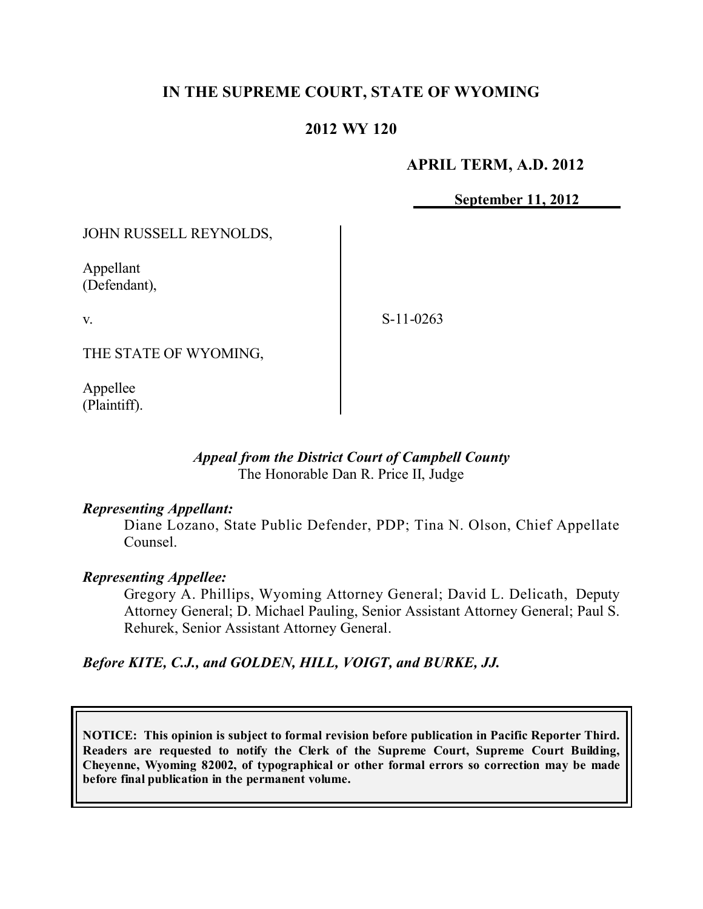**IN THE SUPREME COURT, STATE OF WYOMING**

**2012 WY 120**

**APRIL TERM, A.D. 2012**

**September 11, 2012**

JOHN RUSSELL REYNOLDS,

Appellant
(Defendant),

v.

THE STATE OF WYOMING,

Appellee
(Plaintiff).

S-11-0263

*Appeal from the District Court of Campbell County*
The Honorable Dan R. Price II, Judge

***Representing Appellant:***

Diane Lozano, State Public Defender, PDP; Tina N. Olson, Chief Appellate Counsel.

***Representing Appellee:***

Gregory A. Phillips, Wyoming Attorney General; David L. Delicath, Deputy Attorney General; D. Michael Pauling, Senior Assistant Attorney General; Paul S. Rehurek, Senior Assistant Attorney General.

***Before KITE, C.J., and GOLDEN, HILL, VOIGT, and BURKE, JJ.***

**NOTICE: This opinion is subject to formal revision before publication in Pacific Reporter Third. Readers are requested to notify the Clerk of the Supreme Court, Supreme Court Building, Cheyenne, Wyoming 82002, of typographical or other formal errors so correction may be made before final publication in the permanent volume.**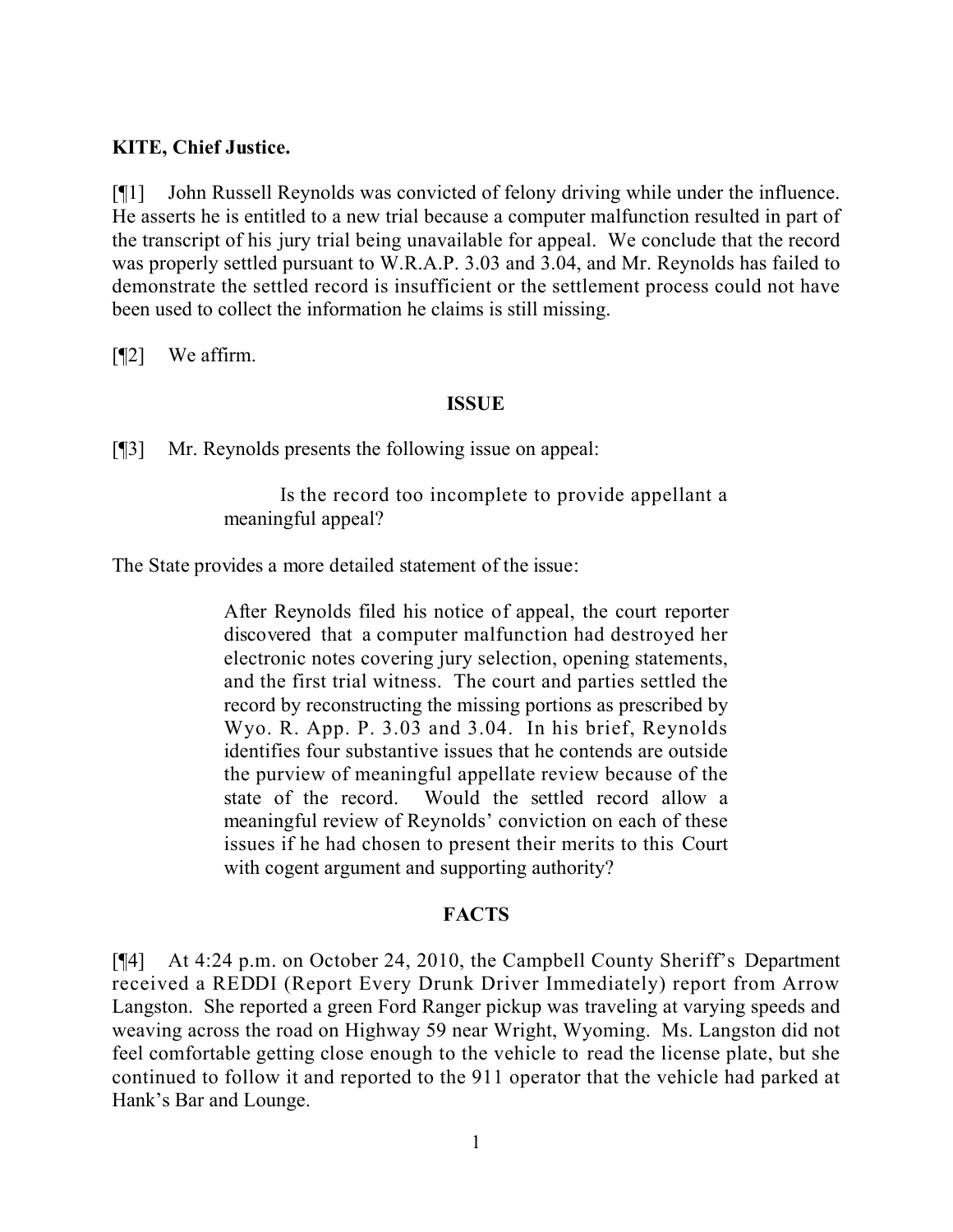**KITE, Chief Justice.**

[¶1] John Russell Reynolds was convicted of felony driving while under the influence. He asserts he is entitled to a new trial because a computer malfunction resulted in part of the transcript of his jury trial being unavailable for appeal. We conclude that the record was properly settled pursuant to W.R.A.P. 3.03 and 3.04, and Mr. Reynolds has failed to demonstrate the settled record is insufficient or the settlement process could not have been used to collect the information he claims is still missing.

[¶2] We affirm.

## ISSUE

[¶3] Mr. Reynolds presents the following issue on appeal:

> Is the record too incomplete to provide appellant a meaningful appeal?

The State provides a more detailed statement of the issue:

> After Reynolds filed his notice of appeal, the court reporter discovered that a computer malfunction had destroyed her electronic notes covering jury selection, opening statements, and the first trial witness. The court and parties settled the record by reconstructing the missing portions as prescribed by Wyo. R. App. P. 3.03 and 3.04. In his brief, Reynolds identifies four substantive issues that he contends are outside the purview of meaningful appellate review because of the state of the record. Would the settled record allow a meaningful review of Reynolds' conviction on each of these issues if he had chosen to present their merits to this Court with cogent argument and supporting authority?

## FACTS

[¶4] At 4:24 p.m. on October 24, 2010, the Campbell County Sheriff's Department received a REDDI (Report Every Drunk Driver Immediately) report from Arrow Langston. She reported a green Ford Ranger pickup was traveling at varying speeds and weaving across the road on Highway 59 near Wright, Wyoming. Ms. Langston did not feel comfortable getting close enough to the vehicle to read the license plate, but she continued to follow it and reported to the 911 operator that the vehicle had parked at Hank's Bar and Lounge.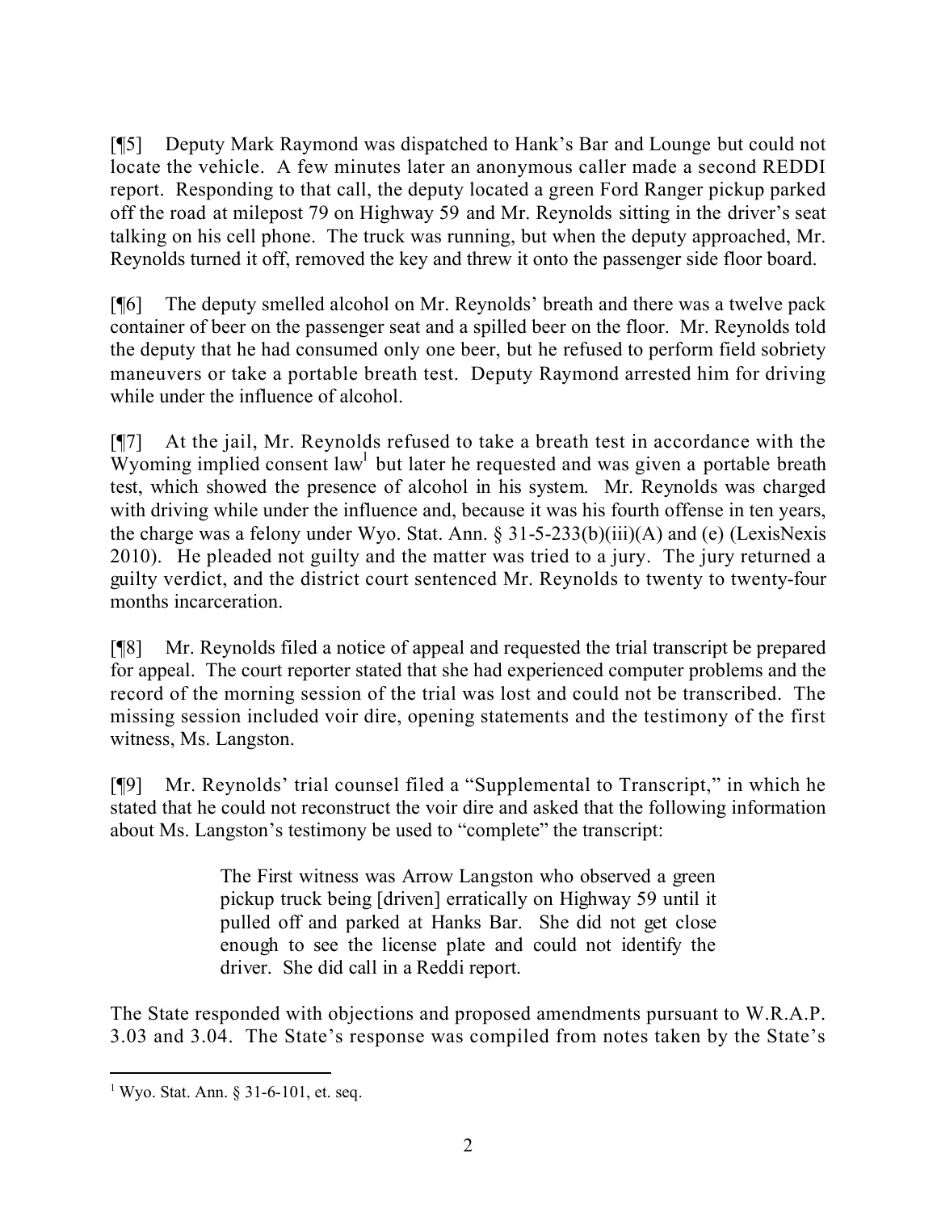[¶5] Deputy Mark Raymond was dispatched to Hank's Bar and Lounge but could not locate the vehicle. A few minutes later an anonymous caller made a second REDDI report. Responding to that call, the deputy located a green Ford Ranger pickup parked off the road at milepost 79 on Highway 59 and Mr. Reynolds sitting in the driver's seat talking on his cell phone. The truck was running, but when the deputy approached, Mr. Reynolds turned it off, removed the key and threw it onto the passenger side floor board.

[¶6] The deputy smelled alcohol on Mr. Reynolds' breath and there was a twelve pack container of beer on the passenger seat and a spilled beer on the floor. Mr. Reynolds told the deputy that he had consumed only one beer, but he refused to perform field sobriety maneuvers or take a portable breath test. Deputy Raymond arrested him for driving while under the influence of alcohol.

[¶7] At the jail, Mr. Reynolds refused to take a breath test in accordance with the Wyoming implied consent law[1] but later he requested and was given a portable breath test, which showed the presence of alcohol in his system. Mr. Reynolds was charged with driving while under the influence and, because it was his fourth offense in ten years, the charge was a felony under Wyo. Stat. Ann. § 31-5-233(b)(iii)(A) and (e) (LexisNexis 2010). He pleaded not guilty and the matter was tried to a jury. The jury returned a guilty verdict, and the district court sentenced Mr. Reynolds to twenty to twenty-four months incarceration.

[¶8] Mr. Reynolds filed a notice of appeal and requested the trial transcript be prepared for appeal. The court reporter stated that she had experienced computer problems and the record of the morning session of the trial was lost and could not be transcribed. The missing session included voir dire, opening statements and the testimony of the first witness, Ms. Langston.

[¶9] Mr. Reynolds' trial counsel filed a "Supplemental to Transcript," in which he stated that he could not reconstruct the voir dire and asked that the following information about Ms. Langston's testimony be used to "complete" the transcript:

> The First witness was Arrow Langston who observed a green pickup truck being [driven] erratically on Highway 59 until it pulled off and parked at Hanks Bar. She did not get close enough to see the license plate and could not identify the driver. She did call in a Reddi report.

The State responded with objections and proposed amendments pursuant to W.R.A.P. 3.03 and 3.04. The State's response was compiled from notes taken by the State's

---

[1] Wyo. Stat. Ann. § 31-6-101, et. seq.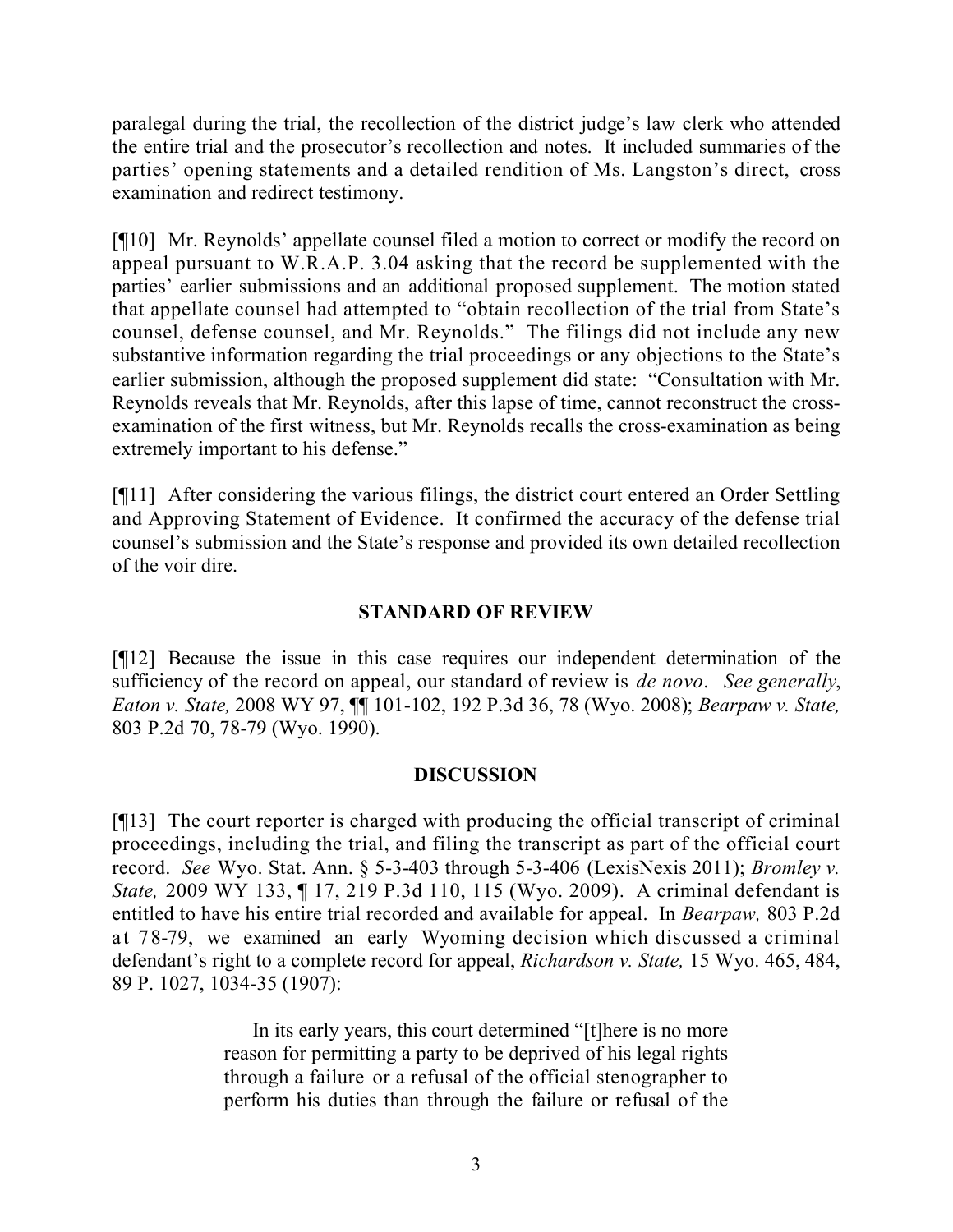paralegal during the trial, the recollection of the district judge's law clerk who attended the entire trial and the prosecutor's recollection and notes. It included summaries of the parties' opening statements and a detailed rendition of Ms. Langston's direct, cross examination and redirect testimony.

[¶10] Mr. Reynolds' appellate counsel filed a motion to correct or modify the record on appeal pursuant to W.R.A.P. 3.04 asking that the record be supplemented with the parties' earlier submissions and an additional proposed supplement. The motion stated that appellate counsel had attempted to "obtain recollection of the trial from State's counsel, defense counsel, and Mr. Reynolds." The filings did not include any new substantive information regarding the trial proceedings or any objections to the State's earlier submission, although the proposed supplement did state: "Consultation with Mr. Reynolds reveals that Mr. Reynolds, after this lapse of time, cannot reconstruct the cross-examination of the first witness, but Mr. Reynolds recalls the cross-examination as being extremely important to his defense."

[¶11] After considering the various filings, the district court entered an Order Settling and Approving Statement of Evidence. It confirmed the accuracy of the defense trial counsel's submission and the State's response and provided its own detailed recollection of the voir dire.

## STANDARD OF REVIEW

[¶12] Because the issue in this case requires our independent determination of the sufficiency of the record on appeal, our standard of review is *de novo*. *See generally*, *Eaton v. State,* 2008 WY 97, ¶¶ 101-102, 192 P.3d 36, 78 (Wyo. 2008); *Bearpaw v. State,* 803 P.2d 70, 78-79 (Wyo. 1990).

## DISCUSSION

[¶13] The court reporter is charged with producing the official transcript of criminal proceedings, including the trial, and filing the transcript as part of the official court record. *See* Wyo. Stat. Ann. § 5-3-403 through 5-3-406 (LexisNexis 2011); *Bromley v. State,* 2009 WY 133, ¶ 17, 219 P.3d 110, 115 (Wyo. 2009). A criminal defendant is entitled to have his entire trial recorded and available for appeal. In *Bearpaw,* 803 P.2d at 78-79, we examined an early Wyoming decision which discussed a criminal defendant's right to a complete record for appeal, *Richardson v. State,* 15 Wyo. 465, 484, 89 P. 1027, 1034-35 (1907):

> In its early years, this court determined "[t]here is no more reason for permitting a party to be deprived of his legal rights through a failure or a refusal of the official stenographer to perform his duties than through the failure or refusal of the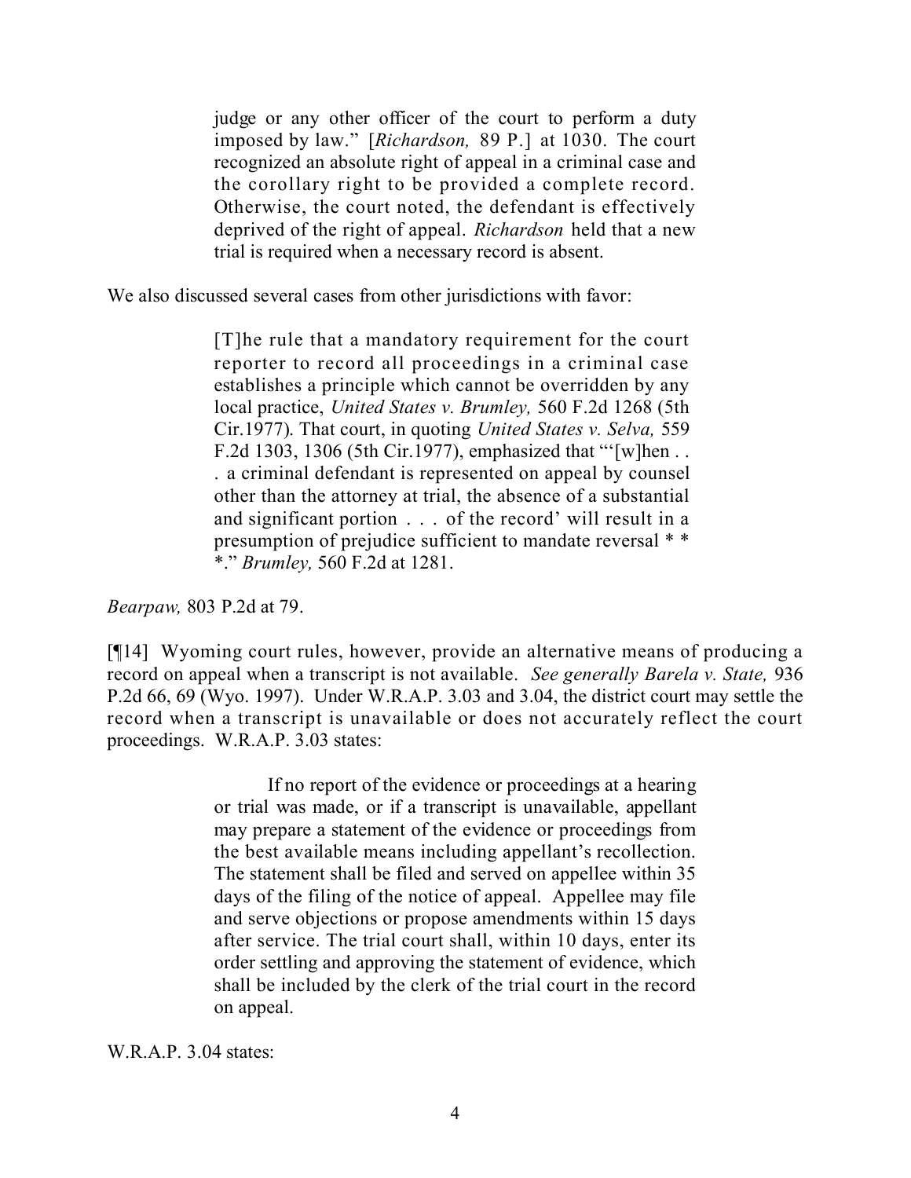> judge or any other officer of the court to perform a duty imposed by law." [*Richardson,* 89 P.] at 1030. The court recognized an absolute right of appeal in a criminal case and the corollary right to be provided a complete record. Otherwise, the court noted, the defendant is effectively deprived of the right of appeal. *Richardson* held that a new trial is required when a necessary record is absent.

We also discussed several cases from other jurisdictions with favor:

> [T]he rule that a mandatory requirement for the court reporter to record all proceedings in a criminal case establishes a principle which cannot be overridden by any local practice, *United States v. Brumley,* 560 F.2d 1268 (5th Cir.1977). That court, in quoting *United States v. Selva,* 559 F.2d 1303, 1306 (5th Cir.1977), emphasized that "'[w]hen . . . a criminal defendant is represented on appeal by counsel other than the attorney at trial, the absence of a substantial and significant portion . . . of the record' will result in a presumption of prejudice sufficient to mandate reversal * * *." *Brumley,* 560 F.2d at 1281.

*Bearpaw,* 803 P.2d at 79.

[¶14] Wyoming court rules, however, provide an alternative means of producing a record on appeal when a transcript is not available. *See generally Barela v. State,* 936 P.2d 66, 69 (Wyo. 1997). Under W.R.A.P. 3.03 and 3.04, the district court may settle the record when a transcript is unavailable or does not accurately reflect the court proceedings. W.R.A.P. 3.03 states:

> If no report of the evidence or proceedings at a hearing or trial was made, or if a transcript is unavailable, appellant may prepare a statement of the evidence or proceedings from the best available means including appellant's recollection. The statement shall be filed and served on appellee within 35 days of the filing of the notice of appeal. Appellee may file and serve objections or propose amendments within 15 days after service. The trial court shall, within 10 days, enter its order settling and approving the statement of evidence, which shall be included by the clerk of the trial court in the record on appeal.

W.R.A.P. 3.04 states: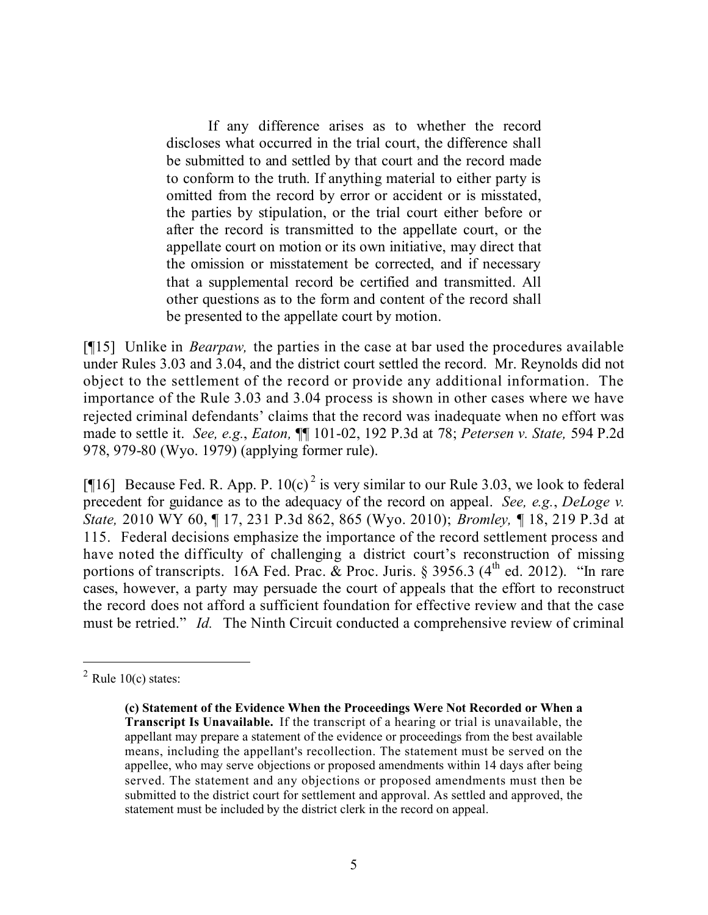> If any difference arises as to whether the record discloses what occurred in the trial court, the difference shall be submitted to and settled by that court and the record made to conform to the truth. If anything material to either party is omitted from the record by error or accident or is misstated, the parties by stipulation, or the trial court either before or after the record is transmitted to the appellate court, or the appellate court on motion or its own initiative, may direct that the omission or misstatement be corrected, and if necessary that a supplemental record be certified and transmitted. All other questions as to the form and content of the record shall be presented to the appellate court by motion.

[¶15] Unlike in *Bearpaw,* the parties in the case at bar used the procedures available under Rules 3.03 and 3.04, and the district court settled the record. Mr. Reynolds did not object to the settlement of the record or provide any additional information. The importance of the Rule 3.03 and 3.04 process is shown in other cases where we have rejected criminal defendants' claims that the record was inadequate when no effort was made to settle it. *See, e.g.*, *Eaton,* ¶¶ 101-02, 192 P.3d at 78; *Petersen v. State,* 594 P.2d 978, 979-80 (Wyo. 1979) (applying former rule).

[¶16] Because Fed. R. App. P. 10(c)[2] is very similar to our Rule 3.03, we look to federal precedent for guidance as to the adequacy of the record on appeal. *See, e.g.*, *DeLoge v. State,* 2010 WY 60, ¶ 17, 231 P.3d 862, 865 (Wyo. 2010); *Bromley,* ¶ 18, 219 P.3d at 115. Federal decisions emphasize the importance of the record settlement process and have noted the difficulty of challenging a district court's reconstruction of missing portions of transcripts. 16A Fed. Prac. & Proc. Juris. § 3956.3 (4th ed. 2012). "In rare cases, however, a party may persuade the court of appeals that the effort to reconstruct the record does not afford a sufficient foundation for effective review and that the case must be retried." *Id.* The Ninth Circuit conducted a comprehensive review of criminal

---

[2] Rule 10(c) states:

> **(c) Statement of the Evidence When the Proceedings Were Not Recorded or When a Transcript Is Unavailable.** If the transcript of a hearing or trial is unavailable, the appellant may prepare a statement of the evidence or proceedings from the best available means, including the appellant's recollection. The statement must be served on the appellee, who may serve objections or proposed amendments within 14 days after being served. The statement and any objections or proposed amendments must then be submitted to the district court for settlement and approval. As settled and approved, the statement must be included by the district clerk in the record on appeal.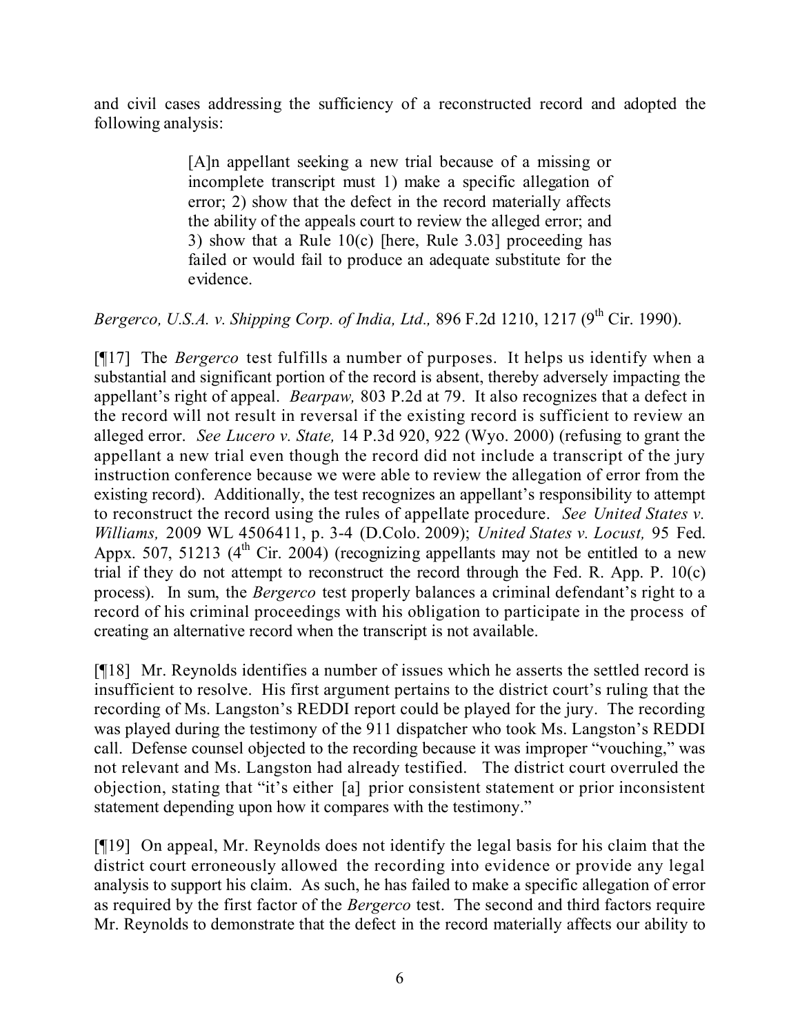and civil cases addressing the sufficiency of a reconstructed record and adopted the following analysis:

> [A]n appellant seeking a new trial because of a missing or incomplete transcript must 1) make a specific allegation of error; 2) show that the defect in the record materially affects the ability of the appeals court to review the alleged error; and 3) show that a Rule 10(c) [here, Rule 3.03] proceeding has failed or would fail to produce an adequate substitute for the evidence.

*Bergerco, U.S.A. v. Shipping Corp. of India, Ltd.,* 896 F.2d 1210, 1217 (9th Cir. 1990).

[¶17] The *Bergerco* test fulfills a number of purposes. It helps us identify when a substantial and significant portion of the record is absent, thereby adversely impacting the appellant's right of appeal. *Bearpaw,* 803 P.2d at 79. It also recognizes that a defect in the record will not result in reversal if the existing record is sufficient to review an alleged error. *See Lucero v. State,* 14 P.3d 920, 922 (Wyo. 2000) (refusing to grant the appellant a new trial even though the record did not include a transcript of the jury instruction conference because we were able to review the allegation of error from the existing record). Additionally, the test recognizes an appellant's responsibility to attempt to reconstruct the record using the rules of appellate procedure. *See United States v. Williams,* 2009 WL 4506411, p. 3-4 (D.Colo. 2009); *United States v. Locust,* 95 Fed. Appx. 507, 51213 (4th Cir. 2004) (recognizing appellants may not be entitled to a new trial if they do not attempt to reconstruct the record through the Fed. R. App. P. 10(c) process). In sum, the *Bergerco* test properly balances a criminal defendant's right to a record of his criminal proceedings with his obligation to participate in the process of creating an alternative record when the transcript is not available.

[¶18] Mr. Reynolds identifies a number of issues which he asserts the settled record is insufficient to resolve. His first argument pertains to the district court's ruling that the recording of Ms. Langston's REDDI report could be played for the jury. The recording was played during the testimony of the 911 dispatcher who took Ms. Langston's REDDI call. Defense counsel objected to the recording because it was improper "vouching," was not relevant and Ms. Langston had already testified. The district court overruled the objection, stating that "it's either [a] prior consistent statement or prior inconsistent statement depending upon how it compares with the testimony."

[¶19] On appeal, Mr. Reynolds does not identify the legal basis for his claim that the district court erroneously allowed the recording into evidence or provide any legal analysis to support his claim. As such, he has failed to make a specific allegation of error as required by the first factor of the *Bergerco* test. The second and third factors require Mr. Reynolds to demonstrate that the defect in the record materially affects our ability to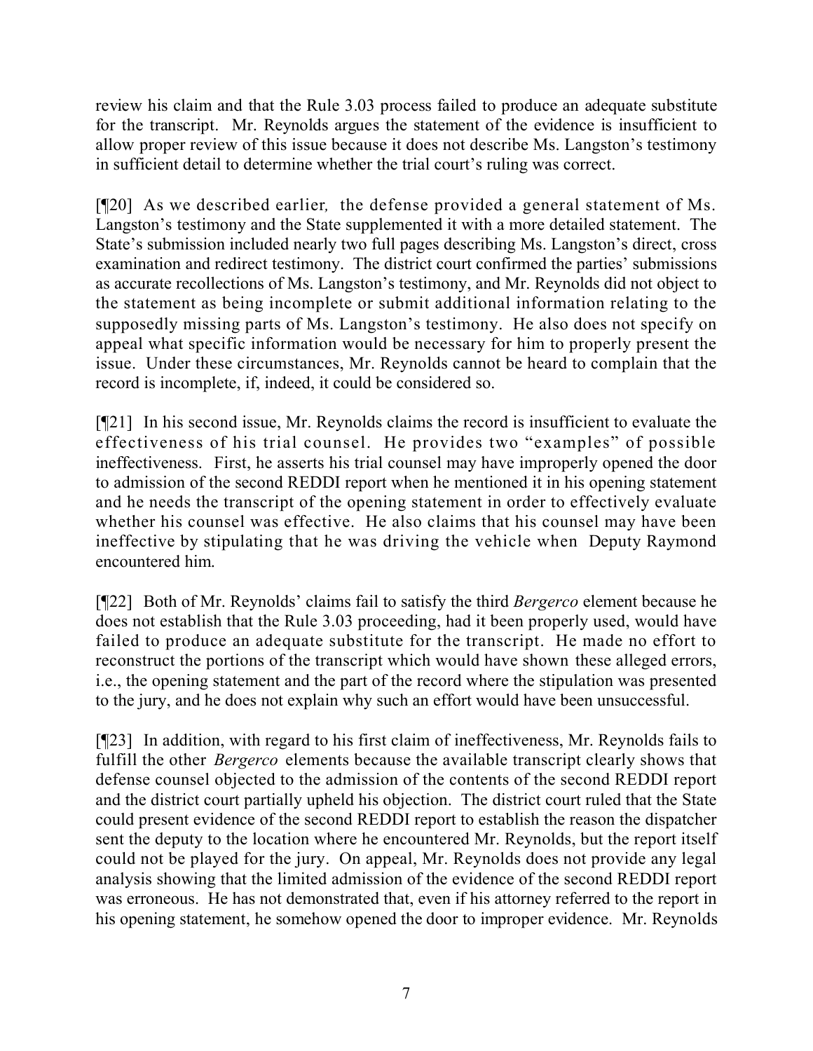review his claim and that the Rule 3.03 process failed to produce an adequate substitute for the transcript. Mr. Reynolds argues the statement of the evidence is insufficient to allow proper review of this issue because it does not describe Ms. Langston's testimony in sufficient detail to determine whether the trial court's ruling was correct.

[¶20] As we described earlier, the defense provided a general statement of Ms. Langston's testimony and the State supplemented it with a more detailed statement. The State's submission included nearly two full pages describing Ms. Langston's direct, cross examination and redirect testimony. The district court confirmed the parties' submissions as accurate recollections of Ms. Langston's testimony, and Mr. Reynolds did not object to the statement as being incomplete or submit additional information relating to the supposedly missing parts of Ms. Langston's testimony. He also does not specify on appeal what specific information would be necessary for him to properly present the issue. Under these circumstances, Mr. Reynolds cannot be heard to complain that the record is incomplete, if, indeed, it could be considered so.

[¶21] In his second issue, Mr. Reynolds claims the record is insufficient to evaluate the effectiveness of his trial counsel. He provides two "examples" of possible ineffectiveness. First, he asserts his trial counsel may have improperly opened the door to admission of the second REDDI report when he mentioned it in his opening statement and he needs the transcript of the opening statement in order to effectively evaluate whether his counsel was effective. He also claims that his counsel may have been ineffective by stipulating that he was driving the vehicle when Deputy Raymond encountered him.

[¶22] Both of Mr. Reynolds' claims fail to satisfy the third *Bergerco* element because he does not establish that the Rule 3.03 proceeding, had it been properly used, would have failed to produce an adequate substitute for the transcript. He made no effort to reconstruct the portions of the transcript which would have shown these alleged errors, i.e., the opening statement and the part of the record where the stipulation was presented to the jury, and he does not explain why such an effort would have been unsuccessful.

[¶23] In addition, with regard to his first claim of ineffectiveness, Mr. Reynolds fails to fulfill the other *Bergerco* elements because the available transcript clearly shows that defense counsel objected to the admission of the contents of the second REDDI report and the district court partially upheld his objection. The district court ruled that the State could present evidence of the second REDDI report to establish the reason the dispatcher sent the deputy to the location where he encountered Mr. Reynolds, but the report itself could not be played for the jury. On appeal, Mr. Reynolds does not provide any legal analysis showing that the limited admission of the evidence of the second REDDI report was erroneous. He has not demonstrated that, even if his attorney referred to the report in his opening statement, he somehow opened the door to improper evidence. Mr. Reynolds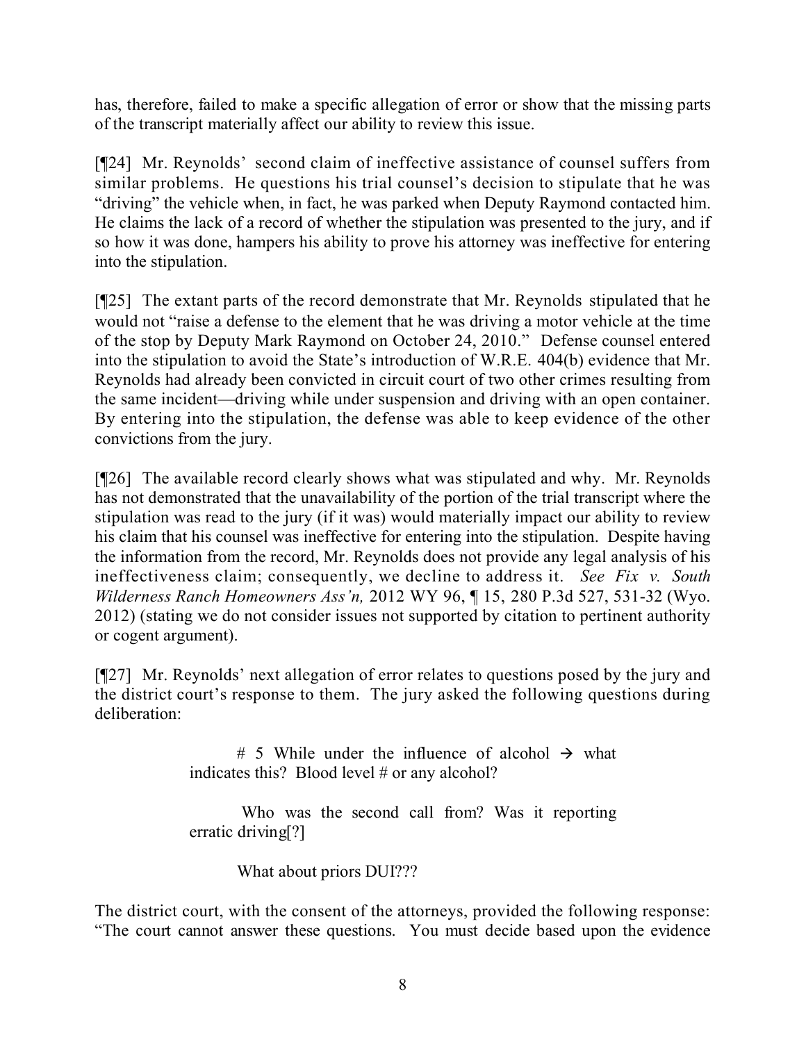has, therefore, failed to make a specific allegation of error or show that the missing parts of the transcript materially affect our ability to review this issue.

[¶24] Mr. Reynolds' second claim of ineffective assistance of counsel suffers from similar problems. He questions his trial counsel's decision to stipulate that he was "driving" the vehicle when, in fact, he was parked when Deputy Raymond contacted him. He claims the lack of a record of whether the stipulation was presented to the jury, and if so how it was done, hampers his ability to prove his attorney was ineffective for entering into the stipulation.

[¶25] The extant parts of the record demonstrate that Mr. Reynolds stipulated that he would not "raise a defense to the element that he was driving a motor vehicle at the time of the stop by Deputy Mark Raymond on October 24, 2010." Defense counsel entered into the stipulation to avoid the State's introduction of W.R.E. 404(b) evidence that Mr. Reynolds had already been convicted in circuit court of two other crimes resulting from the same incident—driving while under suspension and driving with an open container. By entering into the stipulation, the defense was able to keep evidence of the other convictions from the jury.

[¶26] The available record clearly shows what was stipulated and why. Mr. Reynolds has not demonstrated that the unavailability of the portion of the trial transcript where the stipulation was read to the jury (if it was) would materially impact our ability to review his claim that his counsel was ineffective for entering into the stipulation. Despite having the information from the record, Mr. Reynolds does not provide any legal analysis of his ineffectiveness claim; consequently, we decline to address it. *See Fix v. South Wilderness Ranch Homeowners Ass'n,* 2012 WY 96, ¶ 15, 280 P.3d 527, 531-32 (Wyo. 2012) (stating we do not consider issues not supported by citation to pertinent authority or cogent argument).

[¶27] Mr. Reynolds' next allegation of error relates to questions posed by the jury and the district court's response to them. The jury asked the following questions during deliberation:

> # 5 While under the influence of alcohol → what indicates this? Blood level # or any alcohol?
>
> Who was the second call from? Was it reporting erratic driving[?]
>
> What about priors DUI???

The district court, with the consent of the attorneys, provided the following response: "The court cannot answer these questions. You must decide based upon the evidence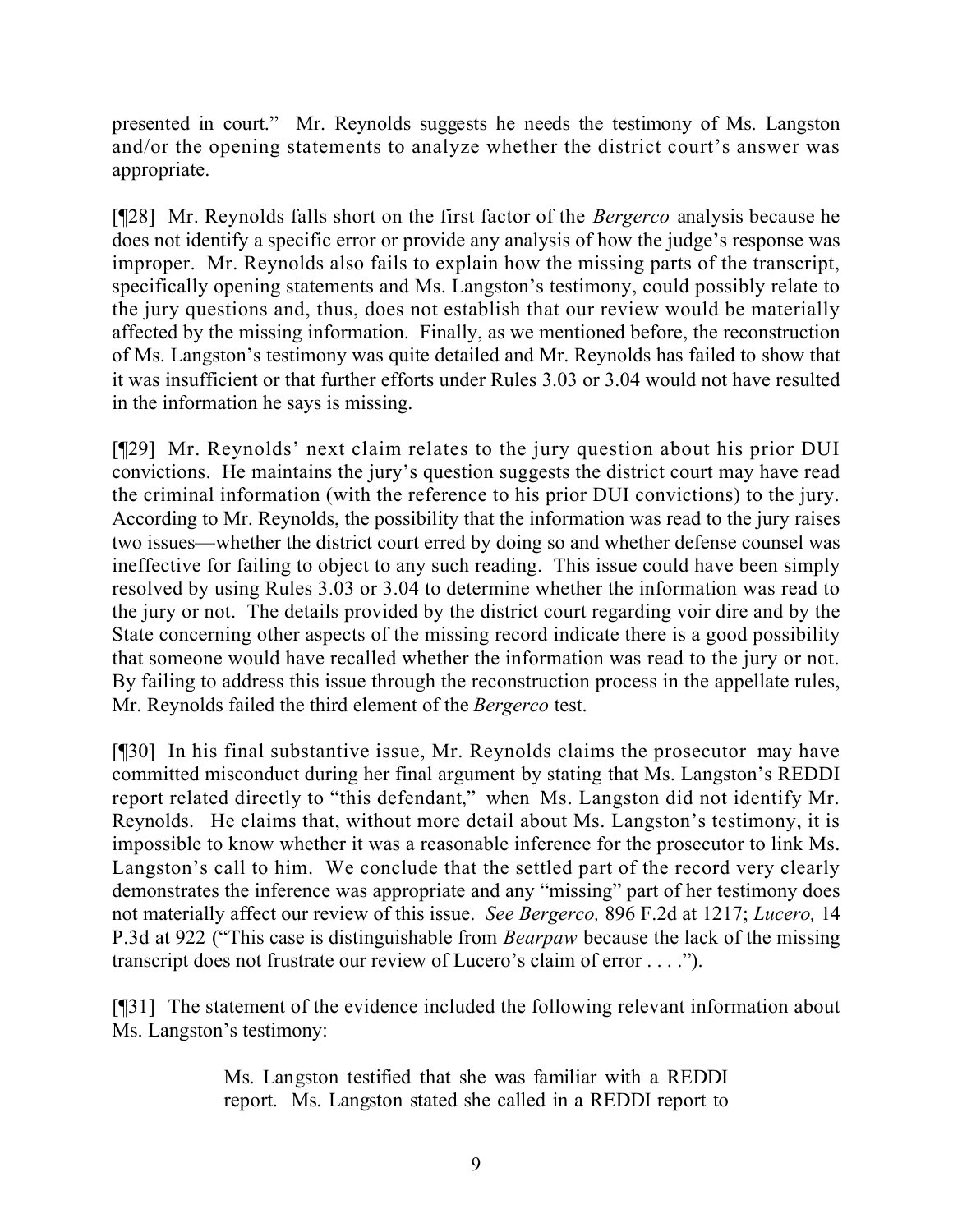presented in court." Mr. Reynolds suggests he needs the testimony of Ms. Langston and/or the opening statements to analyze whether the district court's answer was appropriate.

[¶28] Mr. Reynolds falls short on the first factor of the *Bergerco* analysis because he does not identify a specific error or provide any analysis of how the judge's response was improper. Mr. Reynolds also fails to explain how the missing parts of the transcript, specifically opening statements and Ms. Langston's testimony, could possibly relate to the jury questions and, thus, does not establish that our review would be materially affected by the missing information. Finally, as we mentioned before, the reconstruction of Ms. Langston's testimony was quite detailed and Mr. Reynolds has failed to show that it was insufficient or that further efforts under Rules 3.03 or 3.04 would not have resulted in the information he says is missing.

[¶29] Mr. Reynolds' next claim relates to the jury question about his prior DUI convictions. He maintains the jury's question suggests the district court may have read the criminal information (with the reference to his prior DUI convictions) to the jury. According to Mr. Reynolds, the possibility that the information was read to the jury raises two issues—whether the district court erred by doing so and whether defense counsel was ineffective for failing to object to any such reading. This issue could have been simply resolved by using Rules 3.03 or 3.04 to determine whether the information was read to the jury or not. The details provided by the district court regarding voir dire and by the State concerning other aspects of the missing record indicate there is a good possibility that someone would have recalled whether the information was read to the jury or not. By failing to address this issue through the reconstruction process in the appellate rules, Mr. Reynolds failed the third element of the *Bergerco* test.

[¶30] In his final substantive issue, Mr. Reynolds claims the prosecutor may have committed misconduct during her final argument by stating that Ms. Langston's REDDI report related directly to "this defendant," when Ms. Langston did not identify Mr. Reynolds. He claims that, without more detail about Ms. Langston's testimony, it is impossible to know whether it was a reasonable inference for the prosecutor to link Ms. Langston's call to him. We conclude that the settled part of the record very clearly demonstrates the inference was appropriate and any "missing" part of her testimony does not materially affect our review of this issue. *See Bergerco,* 896 F.2d at 1217; *Lucero,* 14 P.3d at 922 ("This case is distinguishable from *Bearpaw* because the lack of the missing transcript does not frustrate our review of Lucero's claim of error . . . .").

[¶31] The statement of the evidence included the following relevant information about Ms. Langston's testimony:

> Ms. Langston testified that she was familiar with a REDDI report. Ms. Langston stated she called in a REDDI report to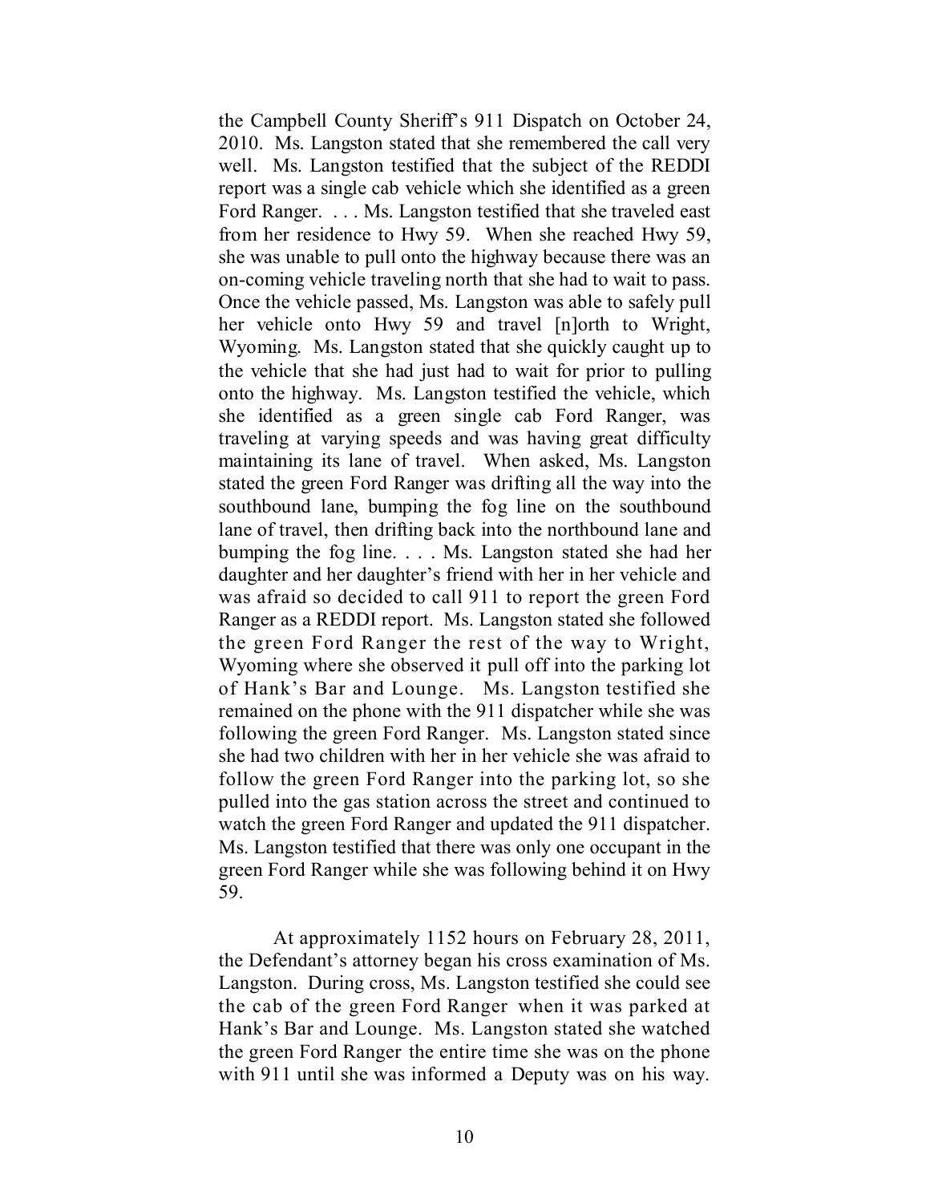the Campbell County Sheriff's 911 Dispatch on October 24, 2010. Ms. Langston stated that she remembered the call very well. Ms. Langston testified that the subject of the REDDI report was a single cab vehicle which she identified as a green Ford Ranger. . . . Ms. Langston testified that she traveled east from her residence to Hwy 59. When she reached Hwy 59, she was unable to pull onto the highway because there was an on-coming vehicle traveling north that she had to wait to pass. Once the vehicle passed, Ms. Langston was able to safely pull her vehicle onto Hwy 59 and travel [n]orth to Wright, Wyoming. Ms. Langston stated that she quickly caught up to the vehicle that she had just had to wait for prior to pulling onto the highway. Ms. Langston testified the vehicle, which she identified as a green single cab Ford Ranger, was traveling at varying speeds and was having great difficulty maintaining its lane of travel. When asked, Ms. Langston stated the green Ford Ranger was drifting all the way into the southbound lane, bumping the fog line on the southbound lane of travel, then drifting back into the northbound lane and bumping the fog line. . . . Ms. Langston stated she had her daughter and her daughter's friend with her in her vehicle and was afraid so decided to call 911 to report the green Ford Ranger as a REDDI report. Ms. Langston stated she followed the green Ford Ranger the rest of the way to Wright, Wyoming where she observed it pull off into the parking lot of Hank's Bar and Lounge. Ms. Langston testified she remained on the phone with the 911 dispatcher while she was following the green Ford Ranger. Ms. Langston stated since she had two children with her in her vehicle she was afraid to follow the green Ford Ranger into the parking lot, so she pulled into the gas station across the street and continued to watch the green Ford Ranger and updated the 911 dispatcher. Ms. Langston testified that there was only one occupant in the green Ford Ranger while she was following behind it on Hwy 59.

At approximately 1152 hours on February 28, 2011, the Defendant's attorney began his cross examination of Ms. Langston. During cross, Ms. Langston testified she could see the cab of the green Ford Ranger when it was parked at Hank's Bar and Lounge. Ms. Langston stated she watched the green Ford Ranger the entire time she was on the phone with 911 until she was informed a Deputy was on his way.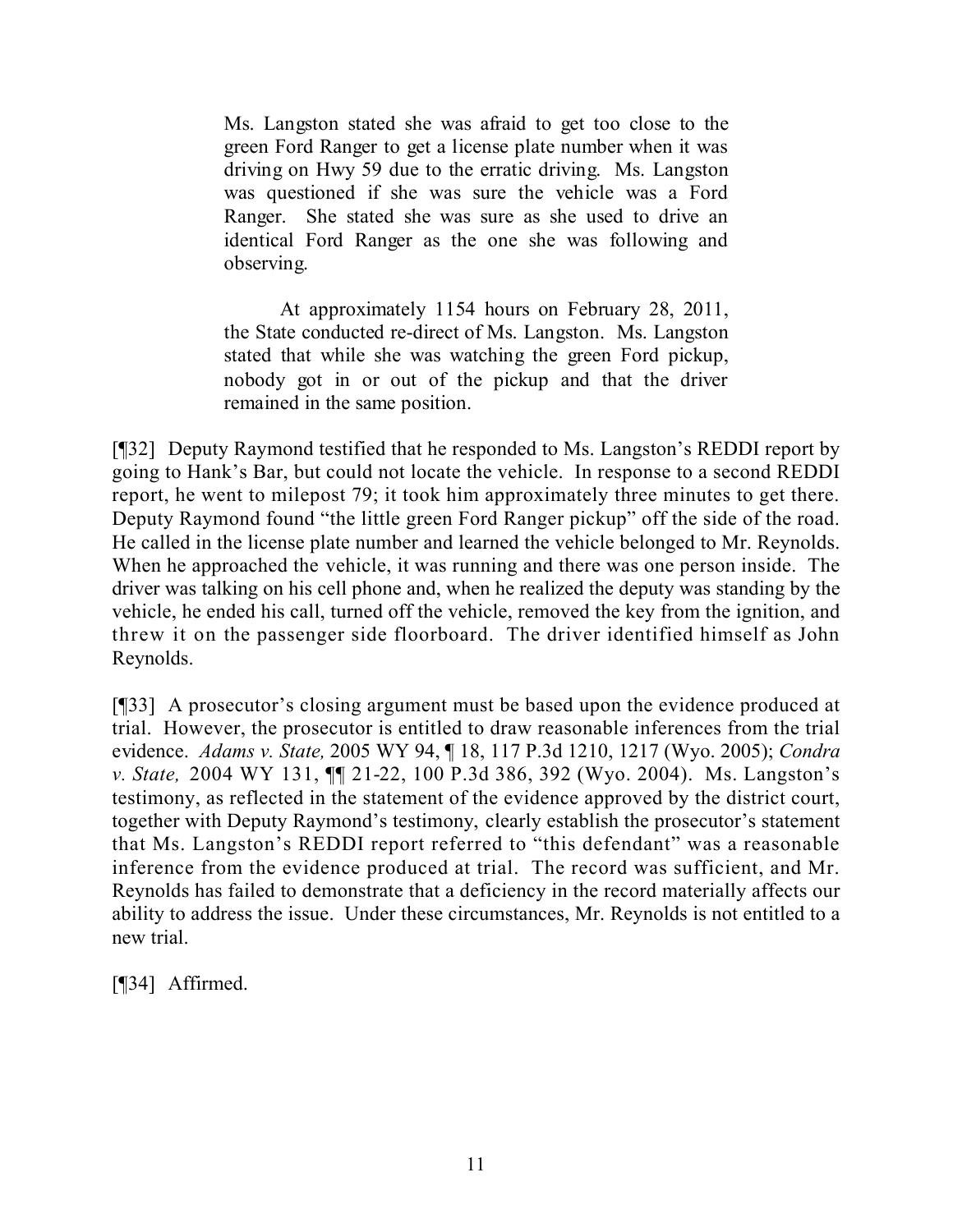> Ms. Langston stated she was afraid to get too close to the green Ford Ranger to get a license plate number when it was driving on Hwy 59 due to the erratic driving. Ms. Langston was questioned if she was sure the vehicle was a Ford Ranger. She stated she was sure as she used to drive an identical Ford Ranger as the one she was following and observing.
>
> At approximately 1154 hours on February 28, 2011, the State conducted re-direct of Ms. Langston. Ms. Langston stated that while she was watching the green Ford pickup, nobody got in or out of the pickup and that the driver remained in the same position.

[¶32] Deputy Raymond testified that he responded to Ms. Langston's REDDI report by going to Hank's Bar, but could not locate the vehicle. In response to a second REDDI report, he went to milepost 79; it took him approximately three minutes to get there. Deputy Raymond found "the little green Ford Ranger pickup" off the side of the road. He called in the license plate number and learned the vehicle belonged to Mr. Reynolds. When he approached the vehicle, it was running and there was one person inside. The driver was talking on his cell phone and, when he realized the deputy was standing by the vehicle, he ended his call, turned off the vehicle, removed the key from the ignition, and threw it on the passenger side floorboard. The driver identified himself as John Reynolds.

[¶33] A prosecutor's closing argument must be based upon the evidence produced at trial. However, the prosecutor is entitled to draw reasonable inferences from the trial evidence. *Adams v. State,* 2005 WY 94, ¶ 18, 117 P.3d 1210, 1217 (Wyo. 2005); *Condra v. State,* 2004 WY 131, ¶¶ 21-22, 100 P.3d 386, 392 (Wyo. 2004). Ms. Langston's testimony, as reflected in the statement of the evidence approved by the district court, together with Deputy Raymond's testimony, clearly establish the prosecutor's statement that Ms. Langston's REDDI report referred to "this defendant" was a reasonable inference from the evidence produced at trial. The record was sufficient, and Mr. Reynolds has failed to demonstrate that a deficiency in the record materially affects our ability to address the issue. Under these circumstances, Mr. Reynolds is not entitled to a new trial.

[¶34] Affirmed.